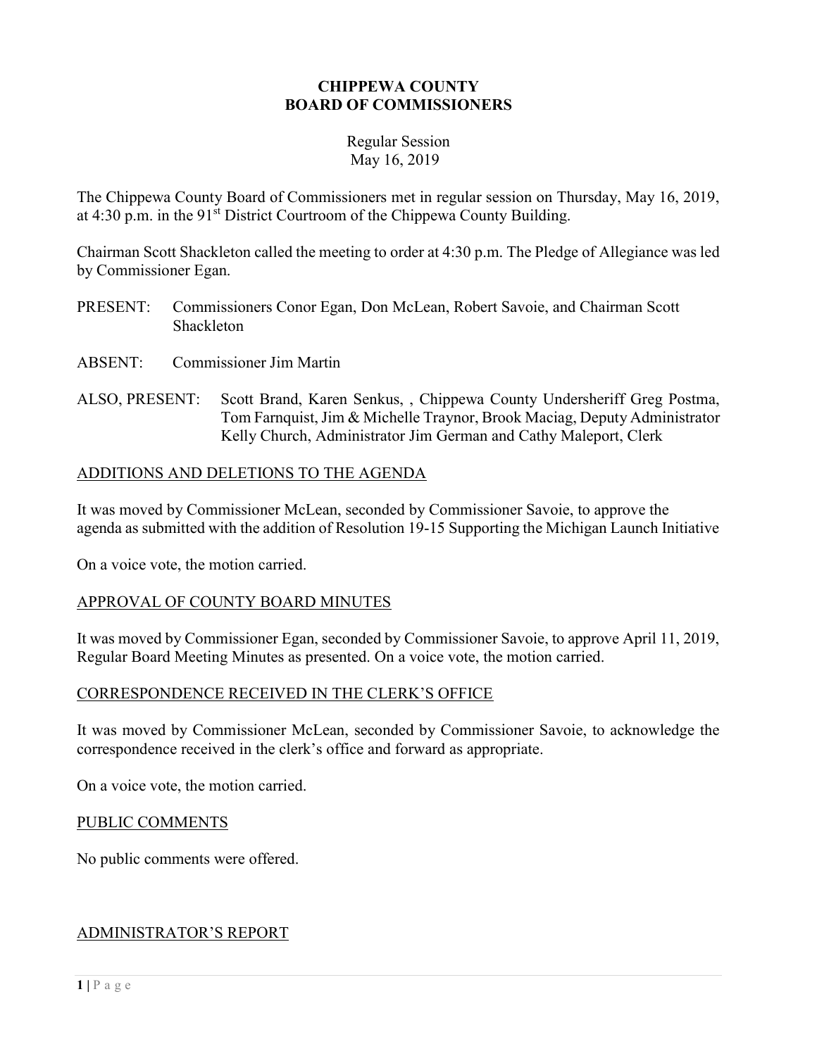**CHIPPEWA COUNTY**
**BOARD OF COMMISSIONERS**

Regular Session
May 16, 2019

The Chippewa County Board of Commissioners met in regular session on Thursday, May 16, 2019, at 4:30 p.m. in the 91st District Courtroom of the Chippewa County Building.

Chairman Scott Shackleton called the meeting to order at 4:30 p.m. The Pledge of Allegiance was led by Commissioner Egan.

PRESENT: Commissioners Conor Egan, Don McLean, Robert Savoie, and Chairman Scott Shackleton

ABSENT: Commissioner Jim Martin

ALSO, PRESENT: Scott Brand, Karen Senkus, , Chippewa County Undersheriff Greg Postma, Tom Farnquist, Jim & Michelle Traynor, Brook Maciag, Deputy Administrator Kelly Church, Administrator Jim German and Cathy Maleport, Clerk

## ADDITIONS AND DELETIONS TO THE AGENDA

It was moved by Commissioner McLean, seconded by Commissioner Savoie, to approve the agenda as submitted with the addition of Resolution 19-15 Supporting the Michigan Launch Initiative

On a voice vote, the motion carried.

## APPROVAL OF COUNTY BOARD MINUTES

It was moved by Commissioner Egan, seconded by Commissioner Savoie, to approve April 11, 2019, Regular Board Meeting Minutes as presented. On a voice vote, the motion carried.

## CORRESPONDENCE RECEIVED IN THE CLERK'S OFFICE

It was moved by Commissioner McLean, seconded by Commissioner Savoie, to acknowledge the correspondence received in the clerk's office and forward as appropriate.

On a voice vote, the motion carried.

## PUBLIC COMMENTS

No public comments were offered.

## ADMINISTRATOR'S REPORT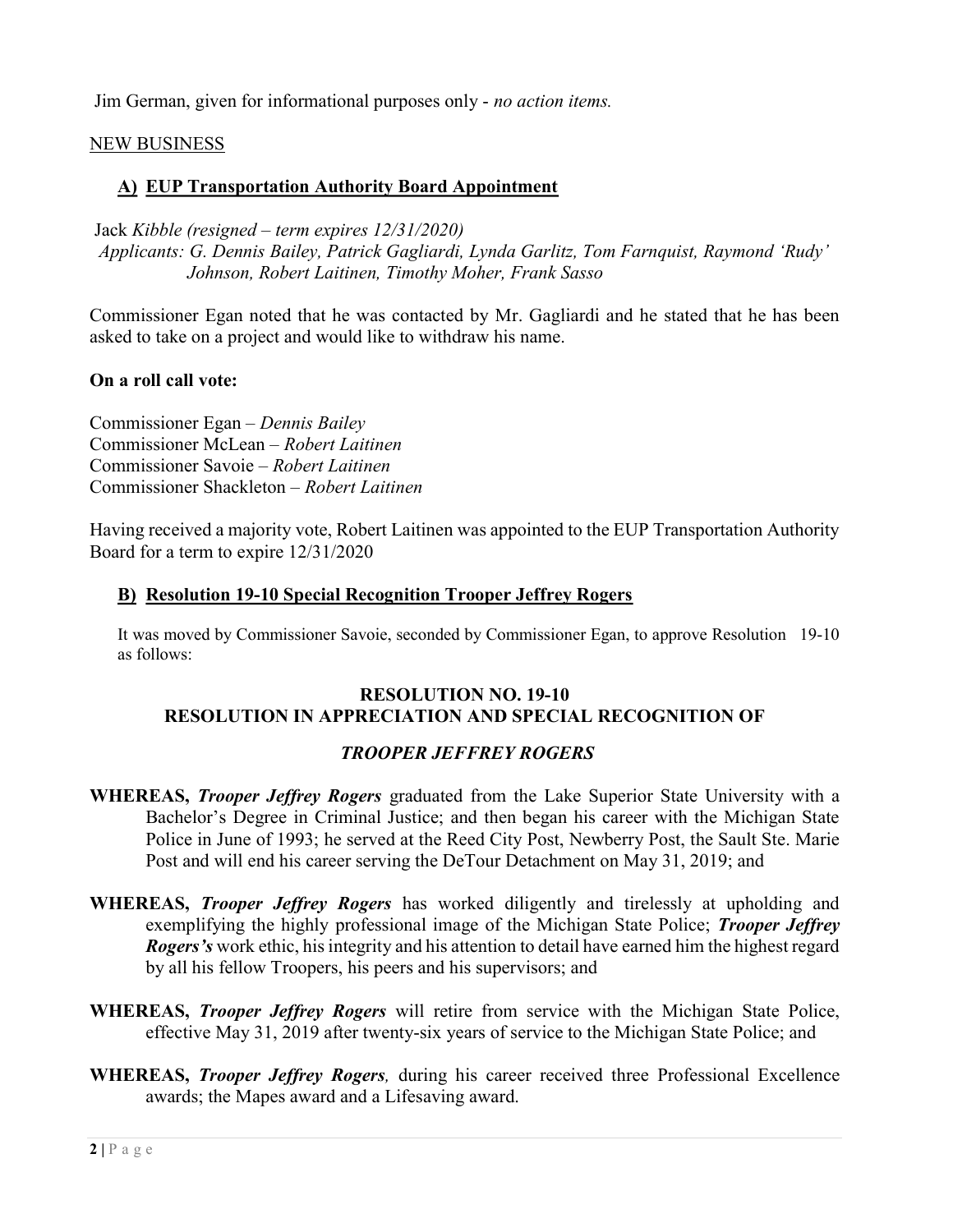Jim German, given for informational purposes only - *no action items.*

NEW BUSINESS

**A) EUP Transportation Authority Board Appointment**

Jack *Kibble (resigned – term expires 12/31/2020)*
*Applicants: G. Dennis Bailey, Patrick Gagliardi, Lynda Garlitz, Tom Farnquist, Raymond 'Rudy' Johnson, Robert Laitinen, Timothy Moher, Frank Sasso*

Commissioner Egan noted that he was contacted by Mr. Gagliardi and he stated that he has been asked to take on a project and would like to withdraw his name.

**On a roll call vote:**

Commissioner Egan – *Dennis Bailey*
Commissioner McLean – *Robert Laitinen*
Commissioner Savoie – *Robert Laitinen*
Commissioner Shackleton – *Robert Laitinen*

Having received a majority vote, Robert Laitinen was appointed to the EUP Transportation Authority Board for a term to expire 12/31/2020

**B) Resolution 19-10 Special Recognition Trooper Jeffrey Rogers**

It was moved by Commissioner Savoie, seconded by Commissioner Egan, to approve Resolution 19-10 as follows:

**RESOLUTION NO. 19-10**
**RESOLUTION IN APPRECIATION AND SPECIAL RECOGNITION OF**

***TROOPER JEFFREY ROGERS***

**WHEREAS,** ***Trooper Jeffrey Rogers*** graduated from the Lake Superior State University with a Bachelor's Degree in Criminal Justice; and then began his career with the Michigan State Police in June of 1993; he served at the Reed City Post, Newberry Post, the Sault Ste. Marie Post and will end his career serving the DeTour Detachment on May 31, 2019; and

**WHEREAS,** ***Trooper Jeffrey Rogers*** has worked diligently and tirelessly at upholding and exemplifying the highly professional image of the Michigan State Police; ***Trooper Jeffrey Rogers's*** work ethic, his integrity and his attention to detail have earned him the highest regard by all his fellow Troopers, his peers and his supervisors; and

**WHEREAS,** ***Trooper Jeffrey Rogers*** will retire from service with the Michigan State Police, effective May 31, 2019 after twenty-six years of service to the Michigan State Police; and

**WHEREAS,** ***Trooper Jeffrey Rogers,*** during his career received three Professional Excellence awards; the Mapes award and a Lifesaving award.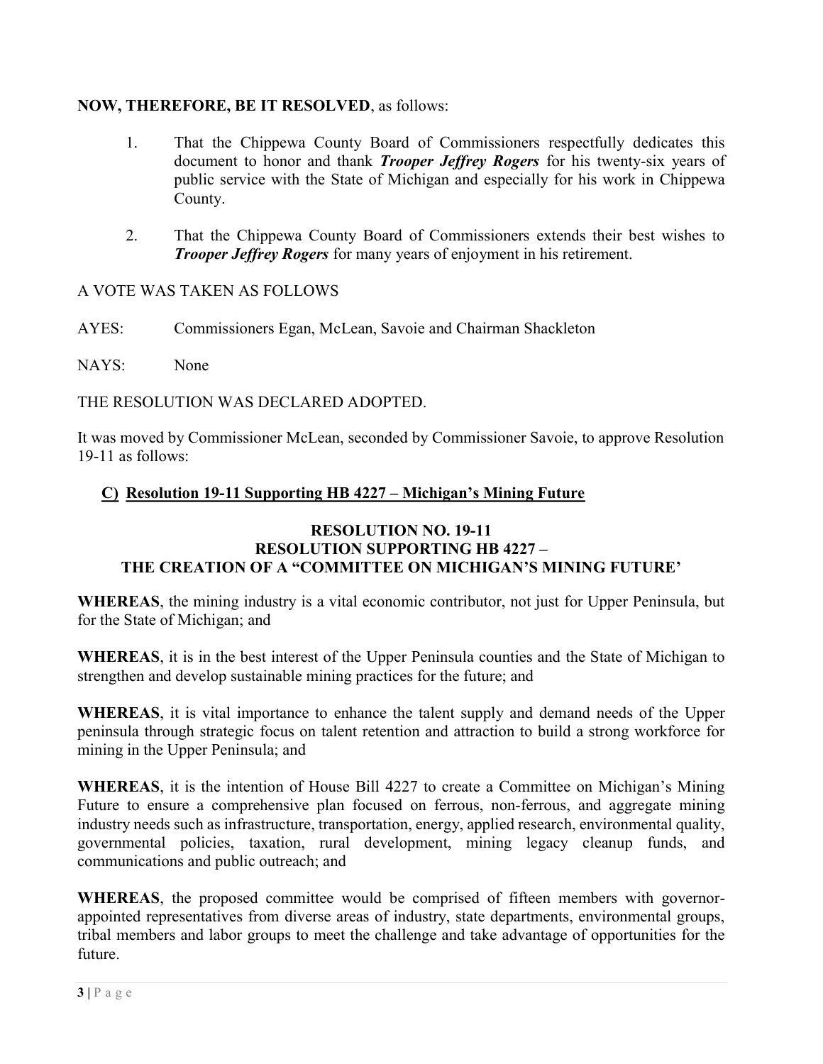**NOW, THEREFORE, BE IT RESOLVED**, as follows:

1. That the Chippewa County Board of Commissioners respectfully dedicates this document to honor and thank ***Trooper Jeffrey Rogers*** for his twenty-six years of public service with the State of Michigan and especially for his work in Chippewa County.

2. That the Chippewa County Board of Commissioners extends their best wishes to ***Trooper Jeffrey Rogers*** for many years of enjoyment in his retirement.

A VOTE WAS TAKEN AS FOLLOWS

AYES: Commissioners Egan, McLean, Savoie and Chairman Shackleton

NAYS: None

THE RESOLUTION WAS DECLARED ADOPTED.

It was moved by Commissioner McLean, seconded by Commissioner Savoie, to approve Resolution 19-11 as follows:

**C) Resolution 19-11 Supporting HB 4227 – Michigan's Mining Future**

**RESOLUTION NO. 19-11**
**RESOLUTION SUPPORTING HB 4227 –**
**THE CREATION OF A "COMMITTEE ON MICHIGAN'S MINING FUTURE'**

**WHEREAS**, the mining industry is a vital economic contributor, not just for Upper Peninsula, but for the State of Michigan; and

**WHEREAS**, it is in the best interest of the Upper Peninsula counties and the State of Michigan to strengthen and develop sustainable mining practices for the future; and

**WHEREAS**, it is vital importance to enhance the talent supply and demand needs of the Upper peninsula through strategic focus on talent retention and attraction to build a strong workforce for mining in the Upper Peninsula; and

**WHEREAS**, it is the intention of House Bill 4227 to create a Committee on Michigan's Mining Future to ensure a comprehensive plan focused on ferrous, non-ferrous, and aggregate mining industry needs such as infrastructure, transportation, energy, applied research, environmental quality, governmental policies, taxation, rural development, mining legacy cleanup funds, and communications and public outreach; and

**WHEREAS**, the proposed committee would be comprised of fifteen members with governor-appointed representatives from diverse areas of industry, state departments, environmental groups, tribal members and labor groups to meet the challenge and take advantage of opportunities for the future.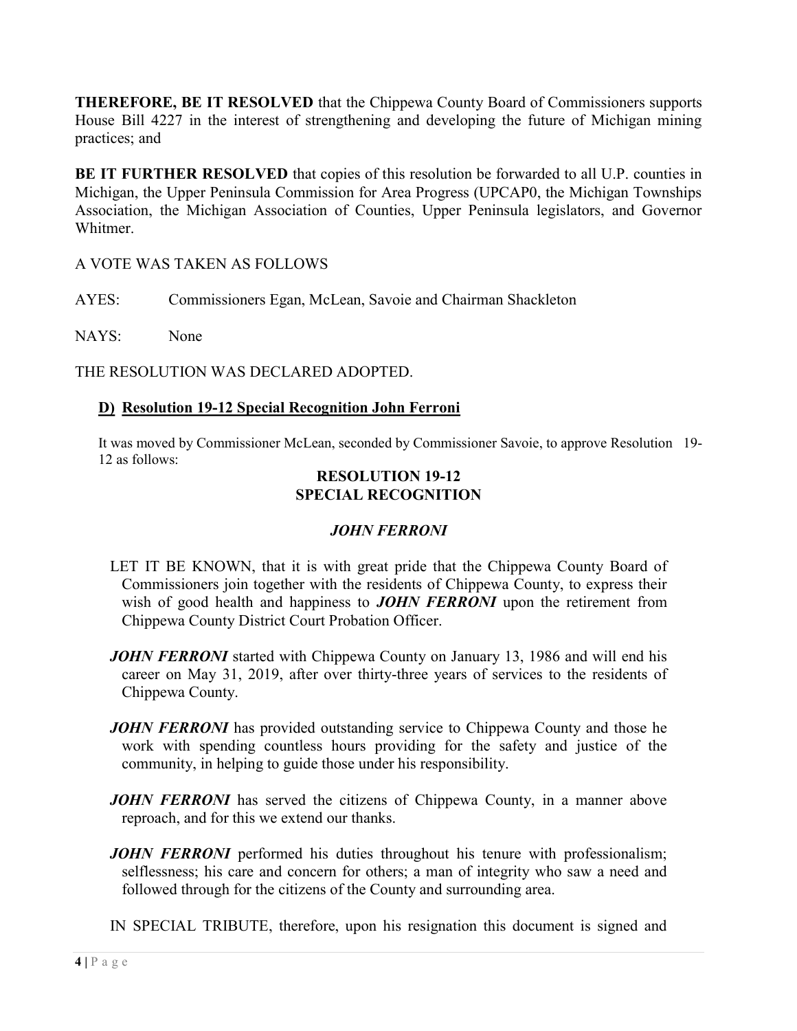**THEREFORE, BE IT RESOLVED** that the Chippewa County Board of Commissioners supports House Bill 4227 in the interest of strengthening and developing the future of Michigan mining practices; and

**BE IT FURTHER RESOLVED** that copies of this resolution be forwarded to all U.P. counties in Michigan, the Upper Peninsula Commission for Area Progress (UPCAP0, the Michigan Townships Association, the Michigan Association of Counties, Upper Peninsula legislators, and Governor Whitmer.

A VOTE WAS TAKEN AS FOLLOWS

AYES: Commissioners Egan, McLean, Savoie and Chairman Shackleton

NAYS: None

THE RESOLUTION WAS DECLARED ADOPTED.

**D) Resolution 19-12 Special Recognition John Ferroni**

It was moved by Commissioner McLean, seconded by Commissioner Savoie, to approve Resolution 19-12 as follows:

**RESOLUTION 19-12**
**SPECIAL RECOGNITION**

***JOHN FERRONI***

LET IT BE KNOWN, that it is with great pride that the Chippewa County Board of Commissioners join together with the residents of Chippewa County, to express their wish of good health and happiness to ***JOHN FERRONI*** upon the retirement from Chippewa County District Court Probation Officer.

***JOHN FERRONI*** started with Chippewa County on January 13, 1986 and will end his career on May 31, 2019, after over thirty-three years of services to the residents of Chippewa County.

***JOHN FERRONI*** has provided outstanding service to Chippewa County and those he work with spending countless hours providing for the safety and justice of the community, in helping to guide those under his responsibility.

***JOHN FERRONI*** has served the citizens of Chippewa County, in a manner above reproach, and for this we extend our thanks.

***JOHN FERRONI*** performed his duties throughout his tenure with professionalism; selflessness; his care and concern for others; a man of integrity who saw a need and followed through for the citizens of the County and surrounding area.

IN SPECIAL TRIBUTE, therefore, upon his resignation this document is signed and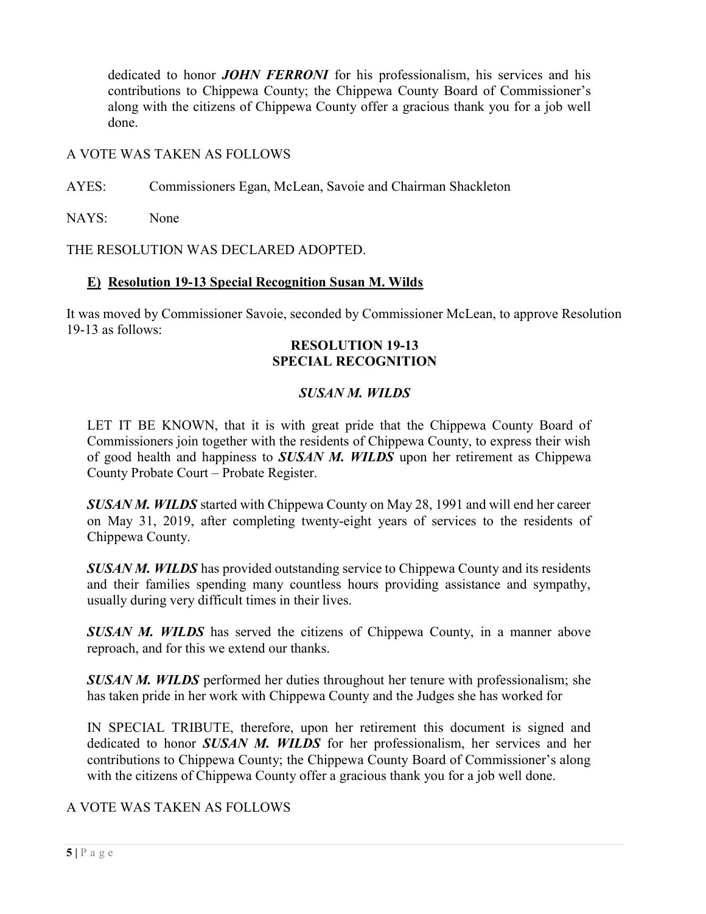dedicated to honor ***JOHN FERRONI*** for his professionalism, his services and his contributions to Chippewa County; the Chippewa County Board of Commissioner's along with the citizens of Chippewa County offer a gracious thank you for a job well done.

A VOTE WAS TAKEN AS FOLLOWS

AYES: Commissioners Egan, McLean, Savoie and Chairman Shackleton

NAYS: None

THE RESOLUTION WAS DECLARED ADOPTED.

### **E) Resolution 19-13 Special Recognition Susan M. Wilds**

It was moved by Commissioner Savoie, seconded by Commissioner McLean, to approve Resolution 19-13 as follows:

**RESOLUTION 19-13**
**SPECIAL RECOGNITION**

***SUSAN M. WILDS***

LET IT BE KNOWN, that it is with great pride that the Chippewa County Board of Commissioners join together with the residents of Chippewa County, to express their wish of good health and happiness to ***SUSAN M. WILDS*** upon her retirement as Chippewa County Probate Court – Probate Register.

***SUSAN M. WILDS*** started with Chippewa County on May 28, 1991 and will end her career on May 31, 2019, after completing twenty-eight years of services to the residents of Chippewa County.

***SUSAN M. WILDS*** has provided outstanding service to Chippewa County and its residents and their families spending many countless hours providing assistance and sympathy, usually during very difficult times in their lives.

***SUSAN M. WILDS*** has served the citizens of Chippewa County, in a manner above reproach, and for this we extend our thanks.

***SUSAN M. WILDS*** performed her duties throughout her tenure with professionalism; she has taken pride in her work with Chippewa County and the Judges she has worked for

IN SPECIAL TRIBUTE, therefore, upon her retirement this document is signed and dedicated to honor ***SUSAN M. WILDS*** for her professionalism, her services and her contributions to Chippewa County; the Chippewa County Board of Commissioner's along with the citizens of Chippewa County offer a gracious thank you for a job well done.

A VOTE WAS TAKEN AS FOLLOWS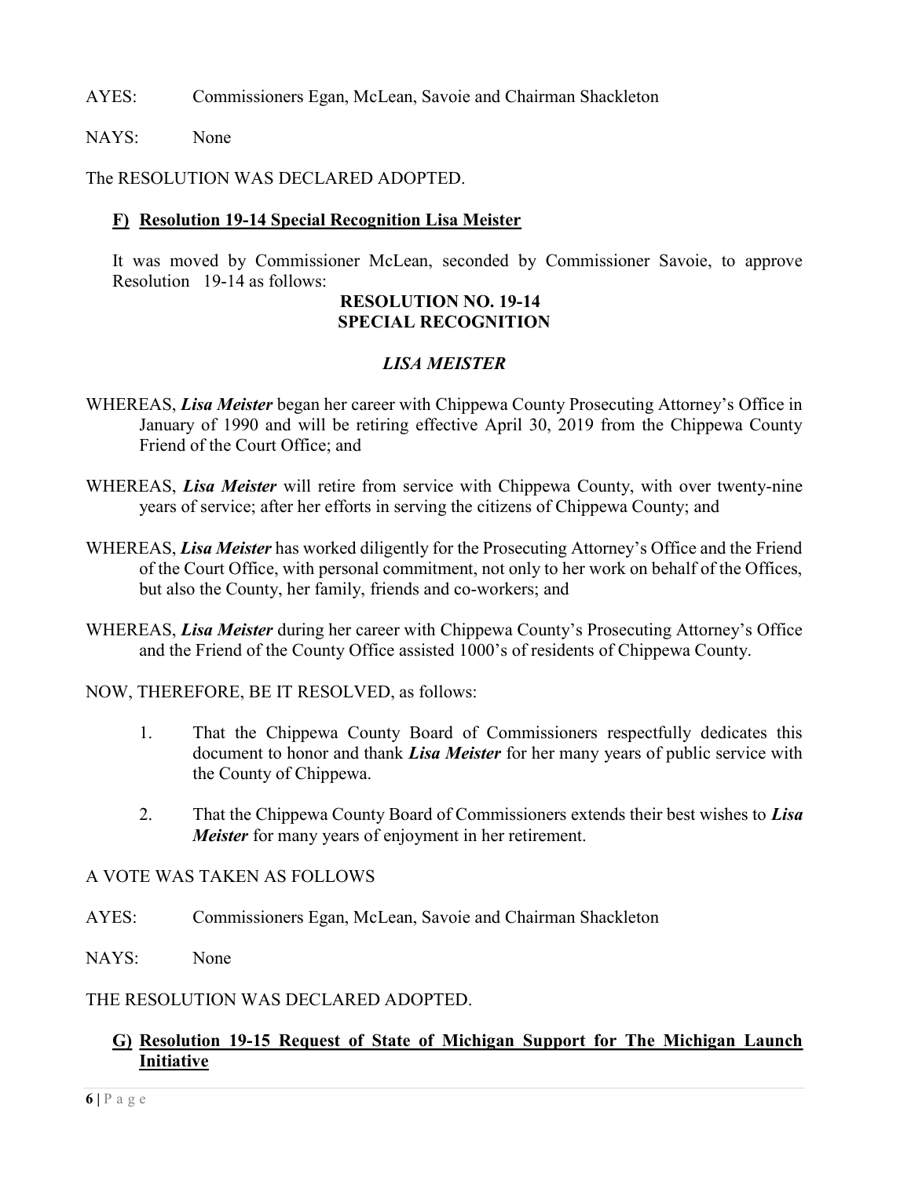AYES: Commissioners Egan, McLean, Savoie and Chairman Shackleton

NAYS: None

The RESOLUTION WAS DECLARED ADOPTED.

### **F) Resolution 19-14 Special Recognition Lisa Meister**

It was moved by Commissioner McLean, seconded by Commissioner Savoie, to approve Resolution 19-14 as follows:

**RESOLUTION NO. 19-14**
**SPECIAL RECOGNITION**

***LISA MEISTER***

WHEREAS, ***Lisa Meister*** began her career with Chippewa County Prosecuting Attorney's Office in January of 1990 and will be retiring effective April 30, 2019 from the Chippewa County Friend of the Court Office; and

WHEREAS, ***Lisa Meister*** will retire from service with Chippewa County, with over twenty-nine years of service; after her efforts in serving the citizens of Chippewa County; and

WHEREAS, ***Lisa Meister*** has worked diligently for the Prosecuting Attorney's Office and the Friend of the Court Office, with personal commitment, not only to her work on behalf of the Offices, but also the County, her family, friends and co-workers; and

WHEREAS, ***Lisa Meister*** during her career with Chippewa County's Prosecuting Attorney's Office and the Friend of the County Office assisted 1000's of residents of Chippewa County.

NOW, THEREFORE, BE IT RESOLVED, as follows:

1. That the Chippewa County Board of Commissioners respectfully dedicates this document to honor and thank ***Lisa Meister*** for her many years of public service with the County of Chippewa.

2. That the Chippewa County Board of Commissioners extends their best wishes to ***Lisa Meister*** for many years of enjoyment in her retirement.

A VOTE WAS TAKEN AS FOLLOWS

AYES: Commissioners Egan, McLean, Savoie and Chairman Shackleton

NAYS: None

THE RESOLUTION WAS DECLARED ADOPTED.

### **G) Resolution 19-15 Request of State of Michigan Support for The Michigan Launch Initiative**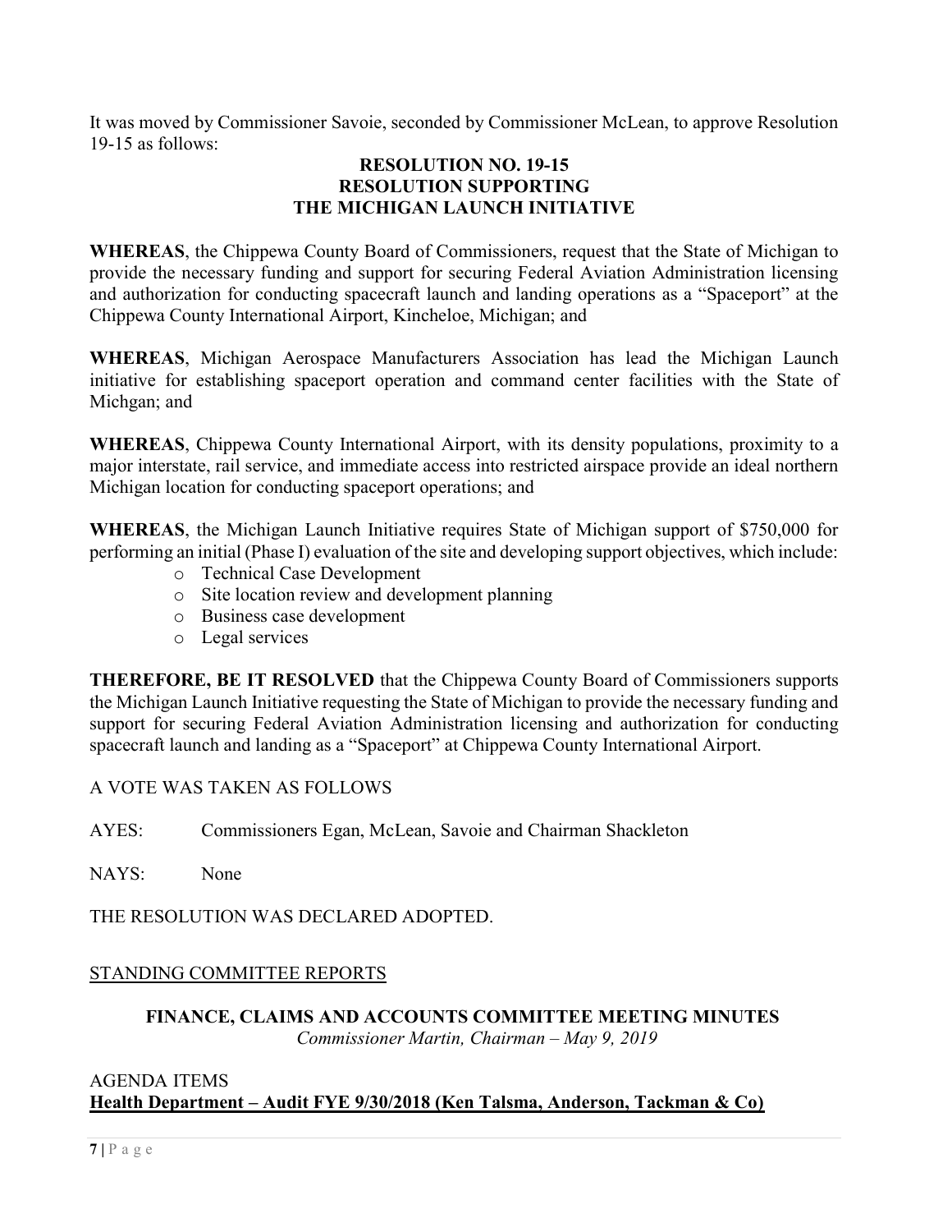It was moved by Commissioner Savoie, seconded by Commissioner McLean, to approve Resolution 19-15 as follows:

**RESOLUTION NO. 19-15**
**RESOLUTION SUPPORTING**
**THE MICHIGAN LAUNCH INITIATIVE**

**WHEREAS**, the Chippewa County Board of Commissioners, request that the State of Michigan to provide the necessary funding and support for securing Federal Aviation Administration licensing and authorization for conducting spacecraft launch and landing operations as a "Spaceport" at the Chippewa County International Airport, Kincheloe, Michigan; and

**WHEREAS**, Michigan Aerospace Manufacturers Association has lead the Michigan Launch initiative for establishing spaceport operation and command center facilities with the State of Michgan; and

**WHEREAS**, Chippewa County International Airport, with its density populations, proximity to a major interstate, rail service, and immediate access into restricted airspace provide an ideal northern Michigan location for conducting spaceport operations; and

**WHEREAS**, the Michigan Launch Initiative requires State of Michigan support of $750,000 for performing an initial (Phase I) evaluation of the site and developing support objectives, which include:

- Technical Case Development
- Site location review and development planning
- Business case development
- Legal services

**THEREFORE, BE IT RESOLVED** that the Chippewa County Board of Commissioners supports the Michigan Launch Initiative requesting the State of Michigan to provide the necessary funding and support for securing Federal Aviation Administration licensing and authorization for conducting spacecraft launch and landing as a "Spaceport" at Chippewa County International Airport.

A VOTE WAS TAKEN AS FOLLOWS

AYES: Commissioners Egan, McLean, Savoie and Chairman Shackleton

NAYS: None

THE RESOLUTION WAS DECLARED ADOPTED.

STANDING COMMITTEE REPORTS

**FINANCE, CLAIMS AND ACCOUNTS COMMITTEE MEETING MINUTES**
*Commissioner Martin, Chairman – May 9, 2019*

AGENDA ITEMS

**Health Department – Audit FYE 9/30/2018 (Ken Talsma, Anderson, Tackman & Co)**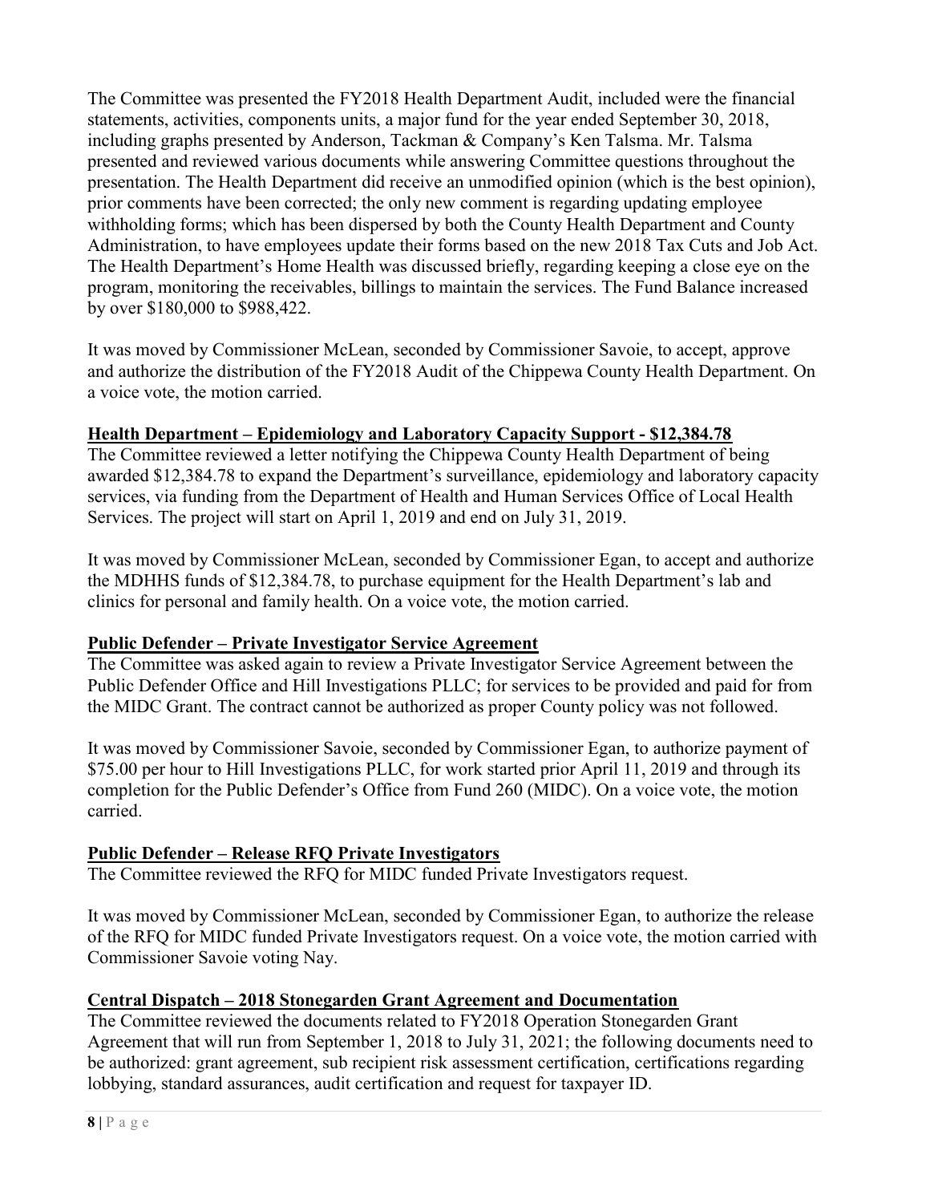The Committee was presented the FY2018 Health Department Audit, included were the financial statements, activities, components units, a major fund for the year ended September 30, 2018, including graphs presented by Anderson, Tackman & Company's Ken Talsma. Mr. Talsma presented and reviewed various documents while answering Committee questions throughout the presentation. The Health Department did receive an unmodified opinion (which is the best opinion), prior comments have been corrected; the only new comment is regarding updating employee withholding forms; which has been dispersed by both the County Health Department and County Administration, to have employees update their forms based on the new 2018 Tax Cuts and Job Act. The Health Department's Home Health was discussed briefly, regarding keeping a close eye on the program, monitoring the receivables, billings to maintain the services. The Fund Balance increased by over $180,000 to $988,422.

It was moved by Commissioner McLean, seconded by Commissioner Savoie, to accept, approve and authorize the distribution of the FY2018 Audit of the Chippewa County Health Department. On a voice vote, the motion carried.

**Health Department – Epidemiology and Laboratory Capacity Support - $12,384.78**

The Committee reviewed a letter notifying the Chippewa County Health Department of being awarded $12,384.78 to expand the Department's surveillance, epidemiology and laboratory capacity services, via funding from the Department of Health and Human Services Office of Local Health Services. The project will start on April 1, 2019 and end on July 31, 2019.

It was moved by Commissioner McLean, seconded by Commissioner Egan, to accept and authorize the MDHHS funds of $12,384.78, to purchase equipment for the Health Department's lab and clinics for personal and family health. On a voice vote, the motion carried.

**Public Defender – Private Investigator Service Agreement**

The Committee was asked again to review a Private Investigator Service Agreement between the Public Defender Office and Hill Investigations PLLC; for services to be provided and paid for from the MIDC Grant. The contract cannot be authorized as proper County policy was not followed.

It was moved by Commissioner Savoie, seconded by Commissioner Egan, to authorize payment of $75.00 per hour to Hill Investigations PLLC, for work started prior April 11, 2019 and through its completion for the Public Defender's Office from Fund 260 (MIDC). On a voice vote, the motion carried.

**Public Defender – Release RFQ Private Investigators**

The Committee reviewed the RFQ for MIDC funded Private Investigators request.

It was moved by Commissioner McLean, seconded by Commissioner Egan, to authorize the release of the RFQ for MIDC funded Private Investigators request. On a voice vote, the motion carried with Commissioner Savoie voting Nay.

**Central Dispatch – 2018 Stonegarden Grant Agreement and Documentation**

The Committee reviewed the documents related to FY2018 Operation Stonegarden Grant Agreement that will run from September 1, 2018 to July 31, 2021; the following documents need to be authorized: grant agreement, sub recipient risk assessment certification, certifications regarding lobbying, standard assurances, audit certification and request for taxpayer ID.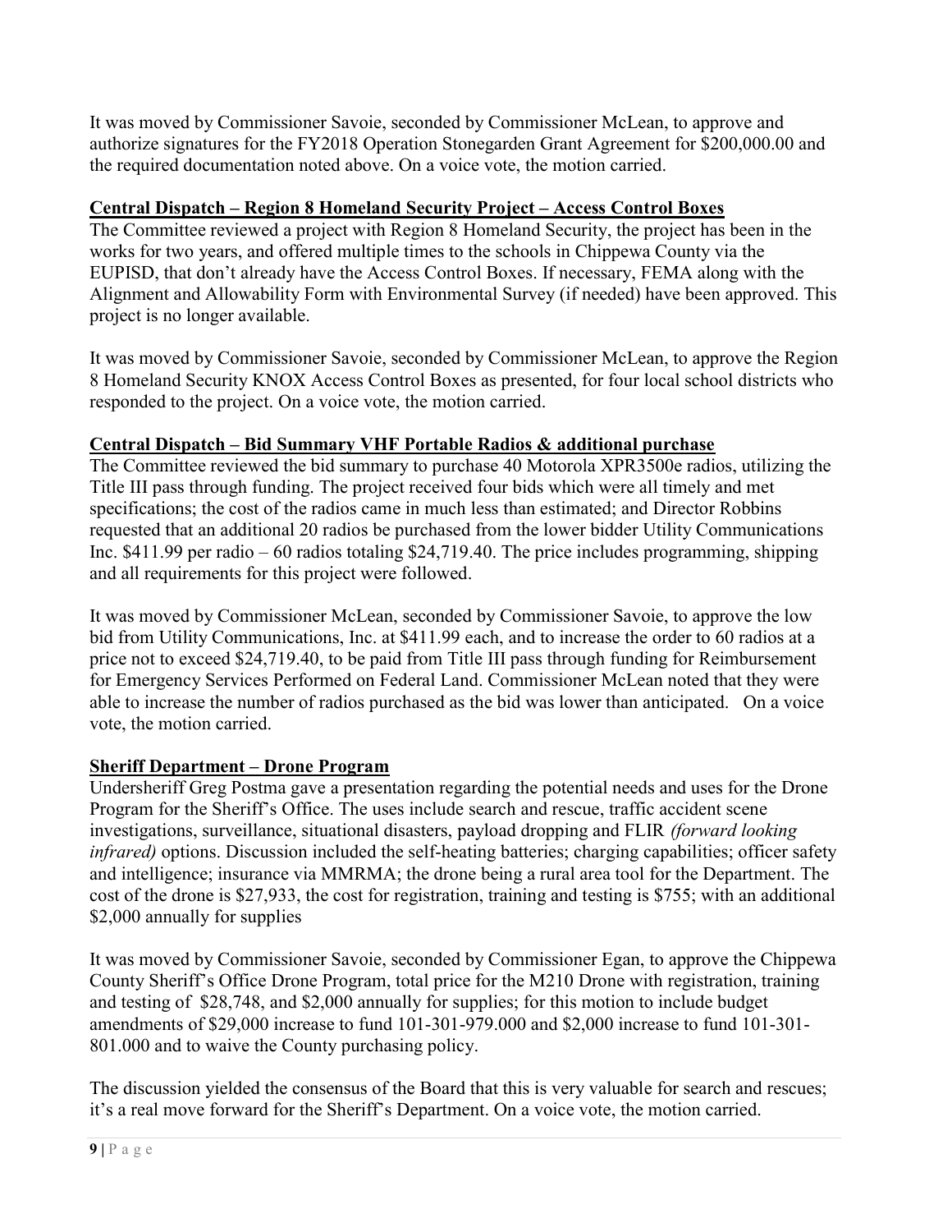It was moved by Commissioner Savoie, seconded by Commissioner McLean, to approve and authorize signatures for the FY2018 Operation Stonegarden Grant Agreement for $200,000.00 and the required documentation noted above. On a voice vote, the motion carried.

**Central Dispatch – Region 8 Homeland Security Project – Access Control Boxes**

The Committee reviewed a project with Region 8 Homeland Security, the project has been in the works for two years, and offered multiple times to the schools in Chippewa County via the EUPISD, that don't already have the Access Control Boxes. If necessary, FEMA along with the Alignment and Allowability Form with Environmental Survey (if needed) have been approved. This project is no longer available.

It was moved by Commissioner Savoie, seconded by Commissioner McLean, to approve the Region 8 Homeland Security KNOX Access Control Boxes as presented, for four local school districts who responded to the project. On a voice vote, the motion carried.

**Central Dispatch – Bid Summary VHF Portable Radios & additional purchase**

The Committee reviewed the bid summary to purchase 40 Motorola XPR3500e radios, utilizing the Title III pass through funding. The project received four bids which were all timely and met specifications; the cost of the radios came in much less than estimated; and Director Robbins requested that an additional 20 radios be purchased from the lower bidder Utility Communications Inc. $411.99 per radio – 60 radios totaling $24,719.40. The price includes programming, shipping and all requirements for this project were followed.

It was moved by Commissioner McLean, seconded by Commissioner Savoie, to approve the low bid from Utility Communications, Inc. at $411.99 each, and to increase the order to 60 radios at a price not to exceed $24,719.40, to be paid from Title III pass through funding for Reimbursement for Emergency Services Performed on Federal Land. Commissioner McLean noted that they were able to increase the number of radios purchased as the bid was lower than anticipated. On a voice vote, the motion carried.

**Sheriff Department – Drone Program**

Undersheriff Greg Postma gave a presentation regarding the potential needs and uses for the Drone Program for the Sheriff's Office. The uses include search and rescue, traffic accident scene investigations, surveillance, situational disasters, payload dropping and FLIR *(forward looking infrared)* options. Discussion included the self-heating batteries; charging capabilities; officer safety and intelligence; insurance via MMRMA; the drone being a rural area tool for the Department. The cost of the drone is $27,933, the cost for registration, training and testing is $755; with an additional $2,000 annually for supplies

It was moved by Commissioner Savoie, seconded by Commissioner Egan, to approve the Chippewa County Sheriff's Office Drone Program, total price for the M210 Drone with registration, training and testing of $28,748, and $2,000 annually for supplies; for this motion to include budget amendments of $29,000 increase to fund 101-301-979.000 and $2,000 increase to fund 101-301-801.000 and to waive the County purchasing policy.

The discussion yielded the consensus of the Board that this is very valuable for search and rescues; it's a real move forward for the Sheriff's Department. On a voice vote, the motion carried.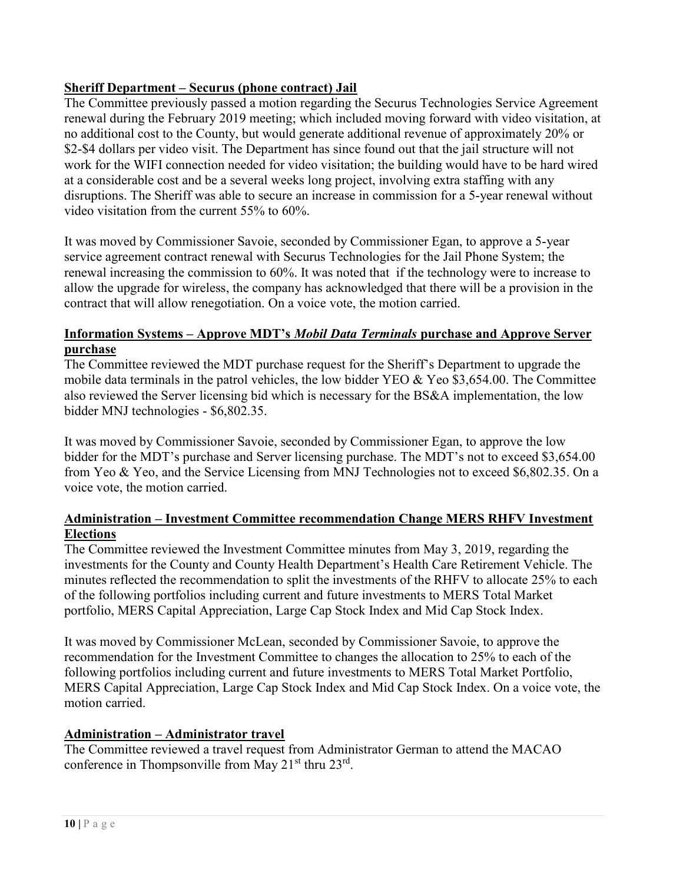**<u>Sheriff Department – Securus (phone contract) Jail</u>**

The Committee previously passed a motion regarding the Securus Technologies Service Agreement renewal during the February 2019 meeting; which included moving forward with video visitation, at no additional cost to the County, but would generate additional revenue of approximately 20% or \$2-\$4 dollars per video visit. The Department has since found out that the jail structure will not work for the WIFI connection needed for video visitation; the building would have to be hard wired at a considerable cost and be a several weeks long project, involving extra staffing with any disruptions. The Sheriff was able to secure an increase in commission for a 5-year renewal without video visitation from the current 55% to 60%.

It was moved by Commissioner Savoie, seconded by Commissioner Egan, to approve a 5-year service agreement contract renewal with Securus Technologies for the Jail Phone System; the renewal increasing the commission to 60%. It was noted that if the technology were to increase to allow the upgrade for wireless, the company has acknowledged that there will be a provision in the contract that will allow renegotiation. On a voice vote, the motion carried.

**<u>Information Systems – Approve MDT's *Mobil Data Terminals* purchase and Approve Server purchase</u>**

The Committee reviewed the MDT purchase request for the Sheriff's Department to upgrade the mobile data terminals in the patrol vehicles, the low bidder YEO & Yeo \$3,654.00. The Committee also reviewed the Server licensing bid which is necessary for the BS&A implementation, the low bidder MNJ technologies - \$6,802.35.

It was moved by Commissioner Savoie, seconded by Commissioner Egan, to approve the low bidder for the MDT's purchase and Server licensing purchase. The MDT's not to exceed \$3,654.00 from Yeo & Yeo, and the Service Licensing from MNJ Technologies not to exceed \$6,802.35. On a voice vote, the motion carried.

**<u>Administration – Investment Committee recommendation Change MERS RHFV Investment Elections</u>**

The Committee reviewed the Investment Committee minutes from May 3, 2019, regarding the investments for the County and County Health Department's Health Care Retirement Vehicle. The minutes reflected the recommendation to split the investments of the RHFV to allocate 25% to each of the following portfolios including current and future investments to MERS Total Market portfolio, MERS Capital Appreciation, Large Cap Stock Index and Mid Cap Stock Index.

It was moved by Commissioner McLean, seconded by Commissioner Savoie, to approve the recommendation for the Investment Committee to changes the allocation to 25% to each of the following portfolios including current and future investments to MERS Total Market Portfolio, MERS Capital Appreciation, Large Cap Stock Index and Mid Cap Stock Index. On a voice vote, the motion carried.

**<u>Administration – Administrator travel</u>**

The Committee reviewed a travel request from Administrator German to attend the MACAO conference in Thompsonville from May 21st thru 23rd.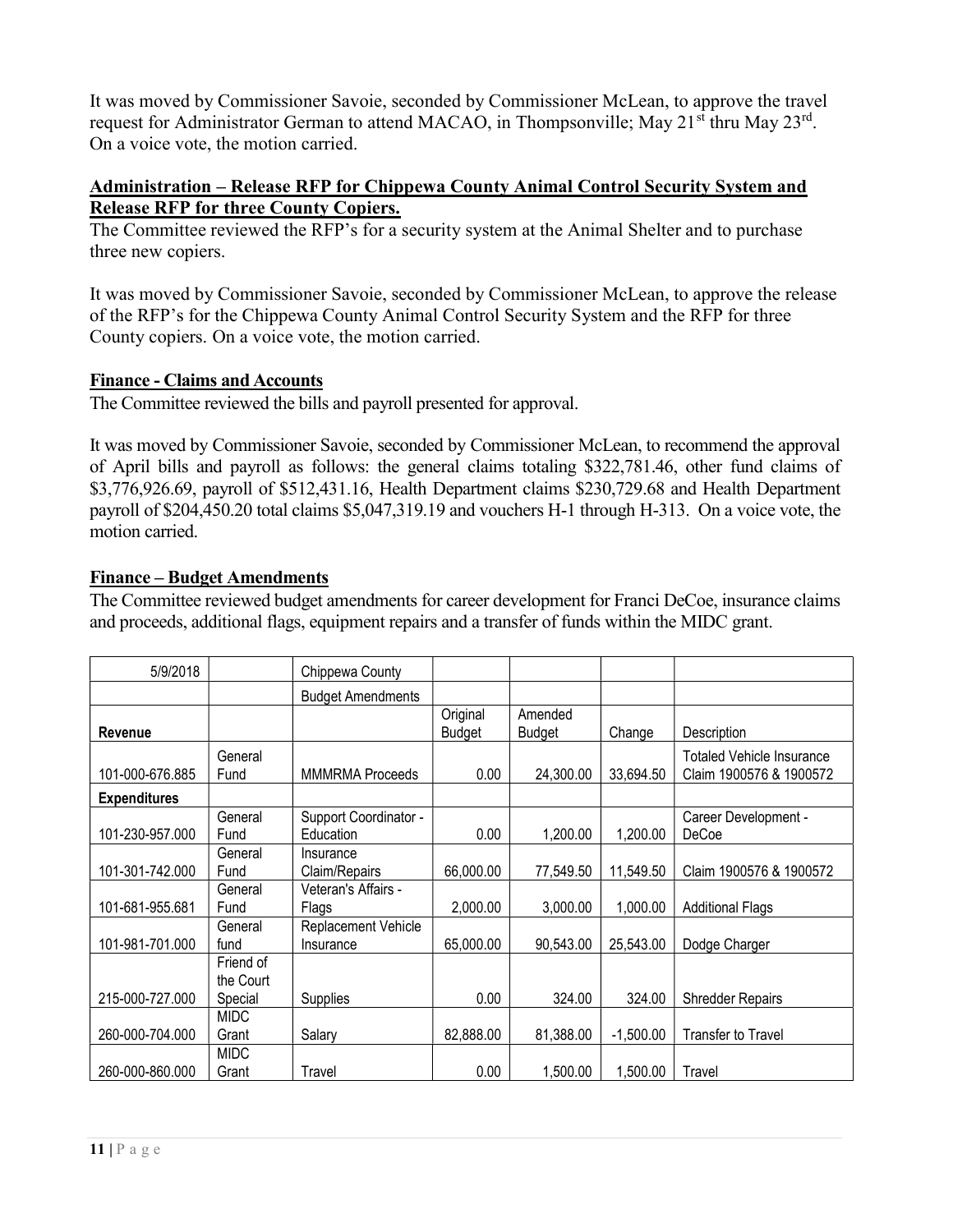It was moved by Commissioner Savoie, seconded by Commissioner McLean, to approve the travel request for Administrator German to attend MACAO, in Thompsonville; May 21st thru May 23rd. On a voice vote, the motion carried.

**Administration – Release RFP for Chippewa County Animal Control Security System and Release RFP for three County Copiers.**

The Committee reviewed the RFP's for a security system at the Animal Shelter and to purchase three new copiers.

It was moved by Commissioner Savoie, seconded by Commissioner McLean, to approve the release of the RFP's for the Chippewa County Animal Control Security System and the RFP for three County copiers. On a voice vote, the motion carried.

**Finance - Claims and Accounts**

The Committee reviewed the bills and payroll presented for approval.

It was moved by Commissioner Savoie, seconded by Commissioner McLean, to recommend the approval of April bills and payroll as follows: the general claims totaling $322,781.46, other fund claims of $3,776,926.69, payroll of $512,431.16, Health Department claims $230,729.68 and Health Department payroll of $204,450.20 total claims $5,047,319.19 and vouchers H-1 through H-313. On a voice vote, the motion carried.

**Finance – Budget Amendments**

The Committee reviewed budget amendments for career development for Franci DeCoe, insurance claims and proceeds, additional flags, equipment repairs and a transfer of funds within the MIDC grant.

| 5/9/2018 | | Chippewa County | | | | |
|---|---|---|---|---|---|---|
| | | Budget Amendments | | | | |
| **Revenue** | | | Original Budget | Amended Budget | Change | Description |
| 101-000-676.885 | General Fund | MMMRMA Proceeds | 0.00 | 24,300.00 | 33,694.50 | Totaled Vehicle Insurance Claim 1900576 & 1900572 |
| **Expenditures** | | | | | | |
| 101-230-957.000 | General Fund | Support Coordinator - Education | 0.00 | 1,200.00 | 1,200.00 | Career Development - DeCoe |
| 101-301-742.000 | General Fund | Insurance Claim/Repairs | 66,000.00 | 77,549.50 | 11,549.50 | Claim 1900576 & 1900572 |
| 101-681-955.681 | General Fund | Veteran's Affairs - Flags | 2,000.00 | 3,000.00 | 1,000.00 | Additional Flags |
| 101-981-701.000 | General fund | Replacement Vehicle Insurance | 65,000.00 | 90,543.00 | 25,543.00 | Dodge Charger |
| 215-000-727.000 | Friend of the Court Special | Supplies | 0.00 | 324.00 | 324.00 | Shredder Repairs |
| 260-000-704.000 | MIDC Grant | Salary | 82,888.00 | 81,388.00 | -1,500.00 | Transfer to Travel |
| 260-000-860.000 | MIDC Grant | Travel | 0.00 | 1,500.00 | 1,500.00 | Travel |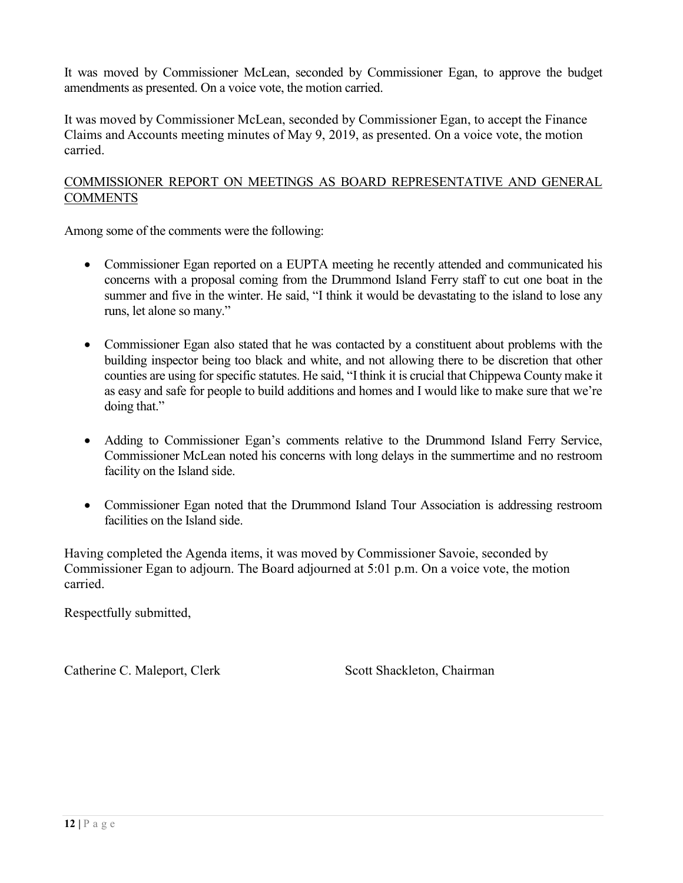It was moved by Commissioner McLean, seconded by Commissioner Egan, to approve the budget amendments as presented. On a voice vote, the motion carried.

It was moved by Commissioner McLean, seconded by Commissioner Egan, to accept the Finance Claims and Accounts meeting minutes of May 9, 2019, as presented. On a voice vote, the motion carried.

COMMISSIONER REPORT ON MEETINGS AS BOARD REPRESENTATIVE AND GENERAL COMMENTS

Among some of the comments were the following:

- Commissioner Egan reported on a EUPTA meeting he recently attended and communicated his concerns with a proposal coming from the Drummond Island Ferry staff to cut one boat in the summer and five in the winter. He said, "I think it would be devastating to the island to lose any runs, let alone so many."
- Commissioner Egan also stated that he was contacted by a constituent about problems with the building inspector being too black and white, and not allowing there to be discretion that other counties are using for specific statutes. He said, "I think it is crucial that Chippewa County make it as easy and safe for people to build additions and homes and I would like to make sure that we're doing that."
- Adding to Commissioner Egan's comments relative to the Drummond Island Ferry Service, Commissioner McLean noted his concerns with long delays in the summertime and no restroom facility on the Island side.
- Commissioner Egan noted that the Drummond Island Tour Association is addressing restroom facilities on the Island side.

Having completed the Agenda items, it was moved by Commissioner Savoie, seconded by Commissioner Egan to adjourn. The Board adjourned at 5:01 p.m. On a voice vote, the motion carried.

Respectfully submitted,

Catherine C. Maleport, Clerk

Scott Shackleton, Chairman